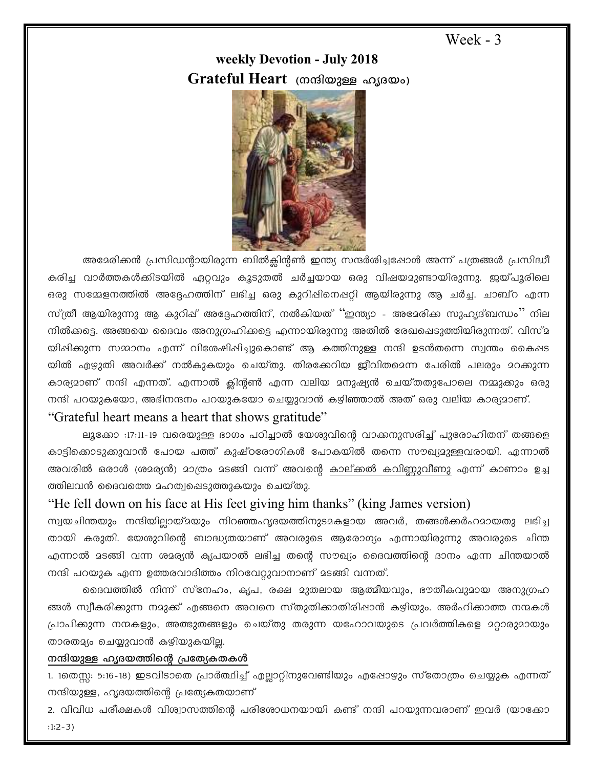Week - 3

## weekly Devotion - July 2018

## Grateful Heart (നന്ദിയുള്ള ഹൃദയം)

അമേരിക്കൻ പ്രസിഡന്റായിരുന്ന ബിൽക്ലിന്റൺ ഇന്ത്യ സന്ദർശിച്ചപ്പോൾ അന്ന് പത്രങ്ങൾ പ്രസിദ്ധീകരിച്ച വാർത്തകൾക്കിടയിൽ ഏറ്റവും കൂടുതൽ ചർച്ചയായ ഒരു വിഷയമുണ്ടായിരുന്നു. ജയ്പൂരിലെ ഒരു സമ്മേളനത്തിൽ അദ്ദേഹത്തിന് ലഭിച്ച ഒരു കുറിപ്പിനെപ്പറ്റി ആയിരുന്നു ആ ചർച്ച. ചാബ്റ എന്ന സ്ത്രീ ആയിരുന്നു ആ കുറിപ്പ് അദ്ദേഹത്തിന്, നൽകിയത് "ഇന്ത്യാ - അമേരിക്ക സുഹൃദ്ബന്ധം" നിലനിൽക്കട്ടെ. അങ്ങയെ ദൈവം അനുഗ്രഹിക്കട്ടെ എന്നായിരുന്നു അതിൽ രേഖപ്പെടുത്തിയിരുന്നത്. വിസ്മയിപ്പിക്കുന്ന സമ്മാനം എന്ന് വിശേഷിപ്പിച്ചുകൊണ്ട് ആ കത്തിനുള്ള നന്ദി ഉടൻതന്നെ സ്വന്തം കൈപ്പടയിൽ എഴുതി അവർക്ക് നൽകുകയും ചെയ്തു. തിരക്കേറിയ ജീവിതമെന്ന പേരിൽ പലരും മറക്കുന്ന കാര്യമാണ് നന്ദി എന്നത്. എന്നാൽ ക്ലിന്റൺ എന്ന വലിയ മനുഷ്യൻ ചെയ്തതുപോലെ നമ്മുക്കും ഒരു നന്ദി പറയുകയോ, അഭിനന്ദനം പറയുകയോ ചെയ്യുവാൻ കഴിഞ്ഞാൽ അത് ഒരു വലിയ കാര്യമാണ്.

"Grateful heart means a heart that shows gratitude"

ലൂക്കോ :17:11-19 വരെയുള്ള ഭാഗം പഠിച്ചാൽ യേശുവിന്റെ വാക്കനുസരിച്ച് പുരോഹിതന് തങ്ങളെ കാട്ടിക്കൊടുക്കുവാൻ പോയ പത്ത് കുഷ്ഠരോഗികൾ പോകയിൽ തന്നെ സൗഖ്യമുള്ളവരായി. എന്നാൽ അവരിൽ ഒരാൾ (ശമര്യൻ) മാത്രം മടങ്ങി വന്ന് അവന്റെ <u>കാല്ക്കൽ കവിണ്ണുവീണു</u> എന്ന് കാണാം ഉച്ചത്തിലവൻ ദൈവത്തെ മഹത്വപ്പെടുത്തുകയും ചെയ്തു.

"He fell down on his face at His feet giving him thanks" (king James version)

സ്വയചിന്തയും നന്ദിയില്ലായ്മയും നിറഞ്ഞഹൃദയത്തിനുടമകളായ അവർ, തങ്ങൾക്കർഹമായതു ലഭിച്ചതായി കരുതി. യേശുവിന്റെ ബാദ്ധ്യതയാണ് അവരുടെ ആരോഗ്യം എന്നായിരുന്നു അവരുടെ ചിന്ത എന്നാൽ മടങ്ങി വന്ന ശമര്യൻ കൃപയാൽ ലഭിച്ച തന്റെ സൗഖ്യം ദൈവത്തിന്റെ ദാനം എന്ന ചിന്തയാൽ നന്ദി പറയുക എന്ന ഉത്തരവാദിത്തം നിറവേറ്റുവാനാണ് മടങ്ങി വന്നത്.

ദൈവത്തിൽ നിന്ന് സ്നേഹം, കൃപ, രക്ഷ മുതലായ ആത്മീയവും, ഭൗതീകവുമായ അനുഗ്രഹങ്ങൾ സ്വീകരിക്കുന്ന നമുക്ക് എങ്ങനെ അവനെ സ്തുതിക്കാതിരിപ്പാൻ കഴിയും. അർഹിക്കാത്ത നന്മകൾ പ്രാപിക്കുന്ന നന്മകളും, അത്ഭുതങ്ങളും ചെയ്തു തരുന്ന യഹോവയുടെ പ്രവർത്തികളെ മറ്റാരുമായും താരതമ്യം ചെയ്യുവാൻ കഴിയുകയില്ല.

**<u>നന്ദിയുള്ള ഹൃദയത്തിന്റെ പ്രത്യേകതകൾ</u>**

1. 1തെസ്സ: 5:16-18) ഇടവിടാതെ പ്രാർത്ഥിച്ച് എല്ലാറ്റിനുവേണ്ടിയും എപ്പോഴും സ്തോത്രം ചെയ്യുക എന്നത് നന്ദിയുള്ള, ഹൃദയത്തിന്റെ പ്രത്യേകതയാണ്

2. വിവിധ പരീക്ഷകൾ വിശ്വാസത്തിന്റെ പരിശോധനയായി കണ്ട് നന്ദി പറയുന്നവരാണ് ഇവർ (യാക്കോ :1:2-3)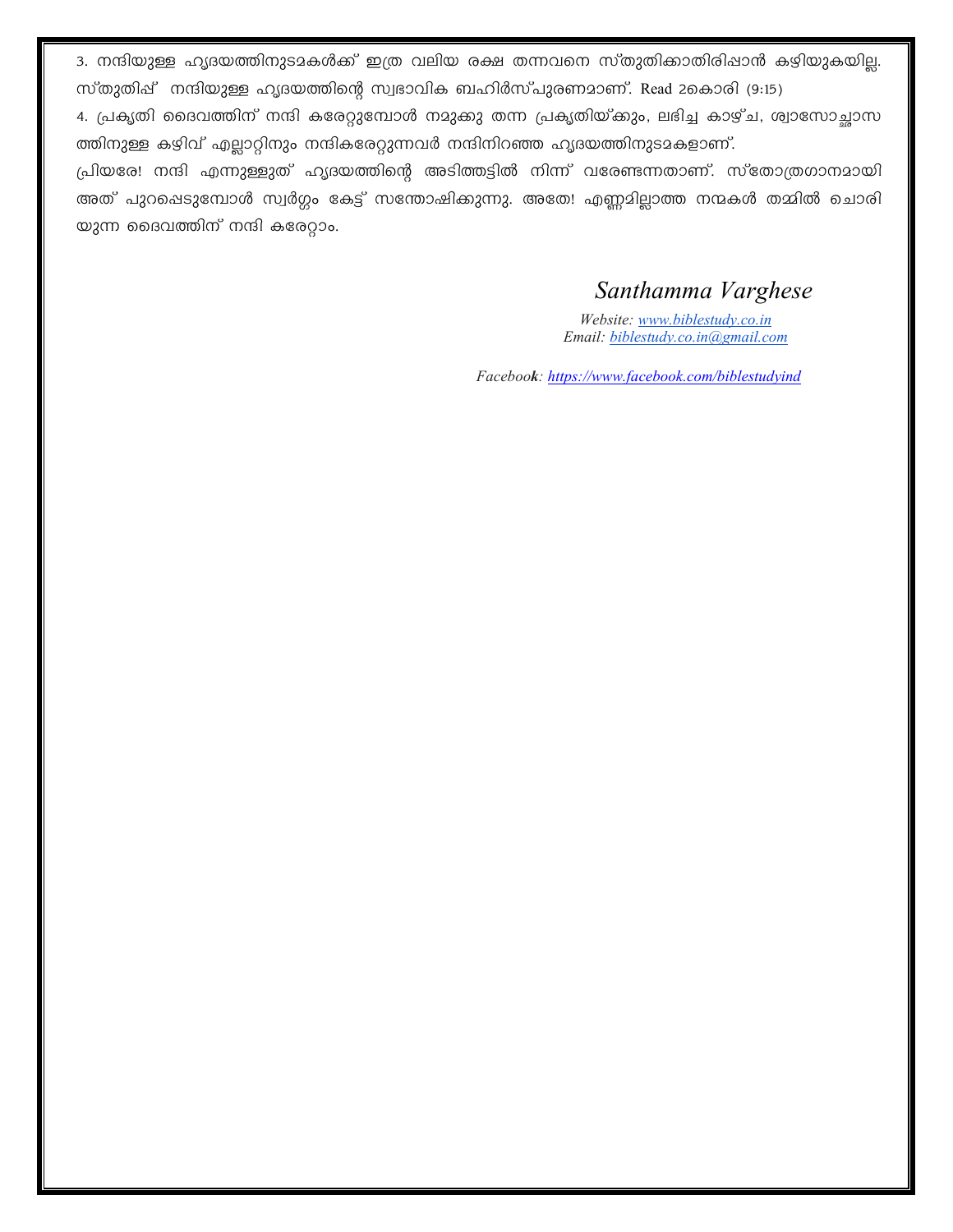3. നന്ദിയുള്ള ഹൃദയത്തിനുടമകൾക്ക് ഇത്ര വലിയ രക്ഷ തന്നവനെ സ്തുതിക്കാതിരിപ്പാൻ കഴിയുകയില്ല. സ്തുതിപ്പ് നന്ദിയുള്ള ഹൃദയത്തിന്റെ സ്വഭാവിക ബഹിർസ്പുരണമാണ്. Read 2കൊരി (9:15)

4. പ്രകൃതി ദൈവത്തിന് നന്ദി കരേറ്റുമ്പോൾ നമുക്കു തന്ന പ്രകൃതിയ്ക്കും, ലഭിച്ച കാഴ്ച, ശ്വാസോച്ഛ്വാസത്തിനുള്ള കഴിവ് എല്ലാറ്റിനും നന്ദികരേറ്റുന്നവർ നന്ദിനിറഞ്ഞ ഹൃദയത്തിനുടമകളാണ്.

പ്രിയരേ! നന്ദി എന്നുള്ളുത് ഹൃദയത്തിന്റെ അടിത്തട്ടിൽ നിന്ന് വരേണ്ടതാണ്. സ്തോത്രഗാനമായി അത് പുറപ്പെടുമ്പോൾ സ്വർഗ്ഗം കേട്ട് സന്തോഷിക്കുന്നു. അതേ! എണ്ണമില്ലാത്ത നന്മകൾ തമ്മിൽ ചൊരിയുന്ന ദൈവത്തിന് നന്ദി കരേറ്റാം.

*Santhamma Varghese*

*Website:* www.biblestudy.co.in
*Email:* biblestudy.co.in@gmail.com

*Facebook:* https://www.facebook.com/biblestudyind